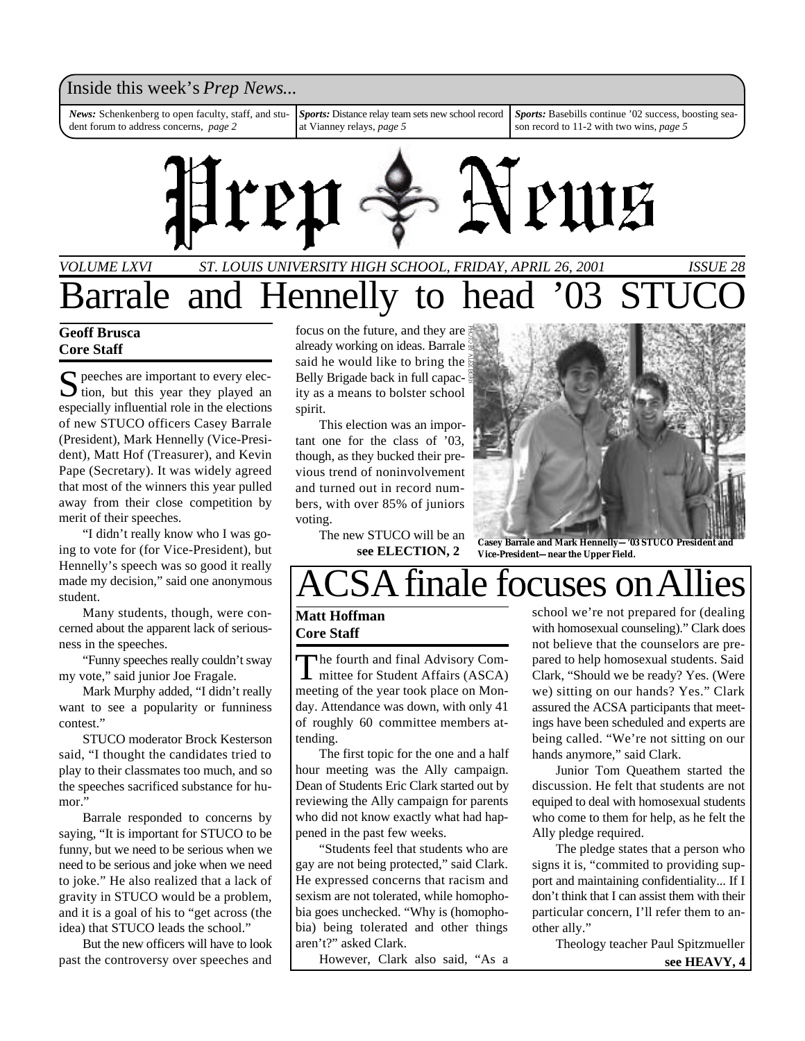Inside this week's *Prep News...*

*News:* Schenkenberg to open faculty, staff, and student forum to address concerns, *page 2*

*Sports:* Distance relay team sets new school record at Vianney relays, *page 5*

*Sports:* Basebills continue '02 success, boosting season record to 11-2 with two wins, *page 5*

# Prep News

*VOLUME LXVI — ST. LOUIS UNIVERSITY HIGH SCHOOL, FRIDAY, APRIL 26, 2001 — ISSUE 28*

# Barrale and Hennelly to head '03 STUCO

**Geoff Brusca**
**Core Staff**

Speeches are important to every election, but this year they played an especially influential role in the elections of new STUCO officers Casey Barrale (President), Mark Hennelly (Vice-President), Matt Hof (Treasurer), and Kevin Pape (Secretary). It was widely agreed that most of the winners this year pulled away from their close competition by merit of their speeches.

"I didn't really know who I was going to vote for (for Vice-President), but Hennelly's speech was so good it really made my decision," said one anonymous student.

Many students, though, were concerned about the apparent lack of seriousness in the speeches.

"Funny speeches really couldn't sway my vote," said junior Joe Fragale.

Mark Murphy added, "I didn't really want to see a popularity or funniness contest."

STUCO moderator Brock Kesterson said, "I thought the candidates tried to play to their classmates too much, and so the speeches sacrificed substance for humor."

Barrale responded to concerns by saying, "It is important for STUCO to be funny, but we need to be serious when we need to be serious and joke when we need to joke." He also realized that a lack of gravity in STUCO would be a problem, and it is a goal of his to "get across (the idea) that STUCO leads the school."

But the new officers will have to look past the controversy over speeches and focus on the future, and they are already working on ideas. Barrale said he would like to bring the Belly Brigade back in full capacity as a means to bolster school spirit.

This election was an important one for the class of '03, though, as they bucked their previous trend of noninvolvement and turned out in record numbers, with over 85% of juniors voting.

The new STUCO will be an

**see ELECTION, 2**

PHOTO BY ALEX BORN

**Casey Barrale and Mark Hennelly—'03 STUCO President and Vice-President—near the Upper Field.**

# ACSA finale focuses on Allies

**Matt Hoffman**
**Core Staff**

The fourth and final Advisory Committee for Student Affairs (ASCA) meeting of the year took place on Monday. Attendance was down, with only 41 of roughly 60 committee members attending.

The first topic for the one and a half hour meeting was the Ally campaign. Dean of Students Eric Clark started out by reviewing the Ally campaign for parents who did not know exactly what had happened in the past few weeks.

"Students feel that students who are gay are not being protected," said Clark. He expressed concerns that racism and sexism are not tolerated, while homophobia goes unchecked. "Why is (homophobia) being tolerated and other things aren't?" asked Clark.

However, Clark also said, "As a school we're not prepared for (dealing with homosexual counseling)." Clark does not believe that the counselors are prepared to help homosexual students. Said Clark, "Should we be ready? Yes. (Were we) sitting on our hands? Yes." Clark assured the ACSA participants that meetings have been scheduled and experts are being called. "We're not sitting on our hands anymore," said Clark.

Junior Tom Queathem started the discussion. He felt that students are not equiped to deal with homosexual students who come to them for help, as he felt the Ally pledge required.

The pledge states that a person who signs it is, "commited to providing support and maintaining confidentiality... If I don't think that I can assist them with their particular concern, I'll refer them to another ally."

Theology teacher Paul Spitzmueller

**see HEAVY, 4**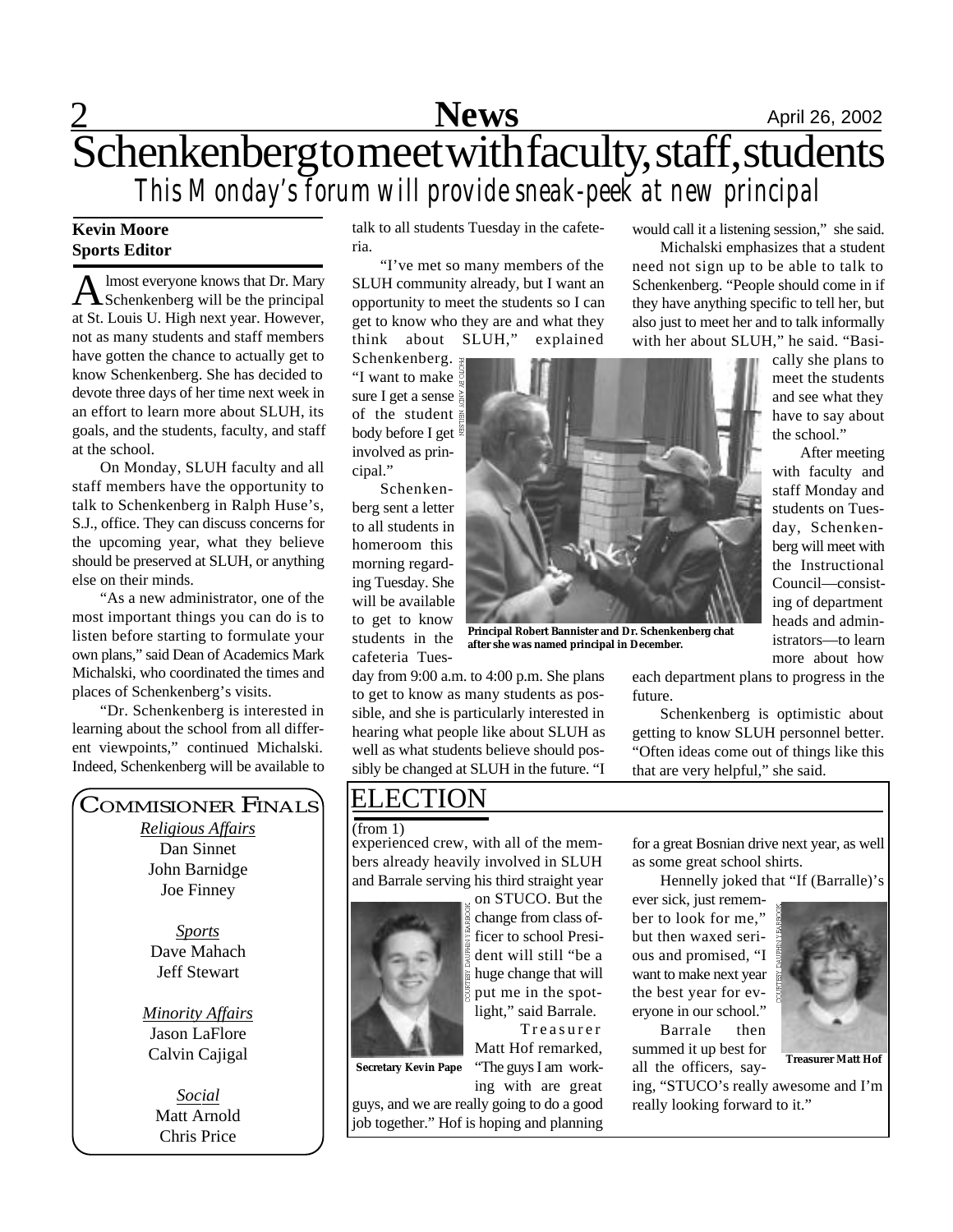# Schenkenberg to meet with faculty, staff, students

## This Monday's forum will provide sneak-peek at new principal

**Kevin Moore**
**Sports Editor**

Almost everyone knows that Dr. Mary Schenkenberg will be the principal at St. Louis U. High next year. However, not as many students and staff members have gotten the chance to actually get to know Schenkenberg. She has decided to devote three days of her time next week in an effort to learn more about SLUH, its goals, and the students, faculty, and staff at the school.

On Monday, SLUH faculty and all staff members have the opportunity to talk to Schenkenberg in Ralph Huse's, S.J., office. They can discuss concerns for the upcoming year, what they believe should be preserved at SLUH, or anything else on their minds.

"As a new administrator, one of the most important things you can do is to listen before starting to formulate your own plans," said Dean of Academics Mark Michalski, who coordinated the times and places of Schenkenberg's visits.

"Dr. Schenkenberg is interested in learning about the school from all different viewpoints," continued Michalski. Indeed, Schenkenberg will be available to talk to all students Tuesday in the cafeteria.

"I've met so many members of the SLUH community already, but I want an opportunity to meet the students so I can get to know who they are and what they think about SLUH," explained Schenkenberg. "I want to make sure I get a sense of the student body before I get involved as principal."

Schenkenberg sent a letter to all students in homeroom this morning regarding Tuesday. She will be available to get to know students in the cafeteria Tuesday from 9:00 a.m. to 4:00 p.m. She plans to get to know as many students as possible, and she is particularly interested in hearing what people like about SLUH as well as what students believe should possibly be changed at SLUH in the future. "I would call it a listening session," she said.

PHOTO BY ANDY NEILSEN

**Principal Robert Bannister and Dr. Schenkenberg chat after she was named principal in December.**

Michalski emphasizes that a student need not sign up to be able to talk to Schenkenberg. "People should come in if they have anything specific to tell her, but also just to meet her and to talk informally with her about SLUH," he said. "Basically she plans to meet the students and see what they have to say about the school."

After meeting with faculty and staff Monday and students on Tuesday, Schenkenberg will meet with the Instructional Council—consisting of department heads and administrators—to learn more about how each department plans to progress in the future.

Schenkenberg is optimistic about getting to know SLUH personnel better. "Often ideas come out of things like this that are very helpful," she said.

## COMMISIONER FINALS

*Religious Affairs*
Dan Sinnet
John Barnidge
Joe Finney

*Sports*
Dave Mahach
Jeff Stewart

*Minority Affairs*
Jason LaFlore
Calvin Cajigal

*Social*
Matt Arnold
Chris Price

## ELECTION

(from 1)

experienced crew, with all of the members already heavily involved in SLUH and Barrale serving his third straight year on STUCO. But the change from class officer to school President will still "be a huge change that will put me in the spotlight," said Barrale.

COURTESY DAUPHIN YEARBOOK

**Secretary Kevin Pape**

Treasurer Matt Hof remarked, "The guys I am working with are great guys, and we are really going to do a good job together." Hof is hoping and planning for a great Bosnian drive next year, as well as some great school shirts.

Hennelly joked that "If (Barralle)'s ever sick, just remember to look for me," but then waxed serious and promised, "I want to make next year the best year for everyone in our school."

COURTESY DAUPHIN YEARBOOK

**Treasurer Matt Hof**

Barrale then summed it up best for all the officers, saying, "STUCO's really awesome and I'm really looking forward to it."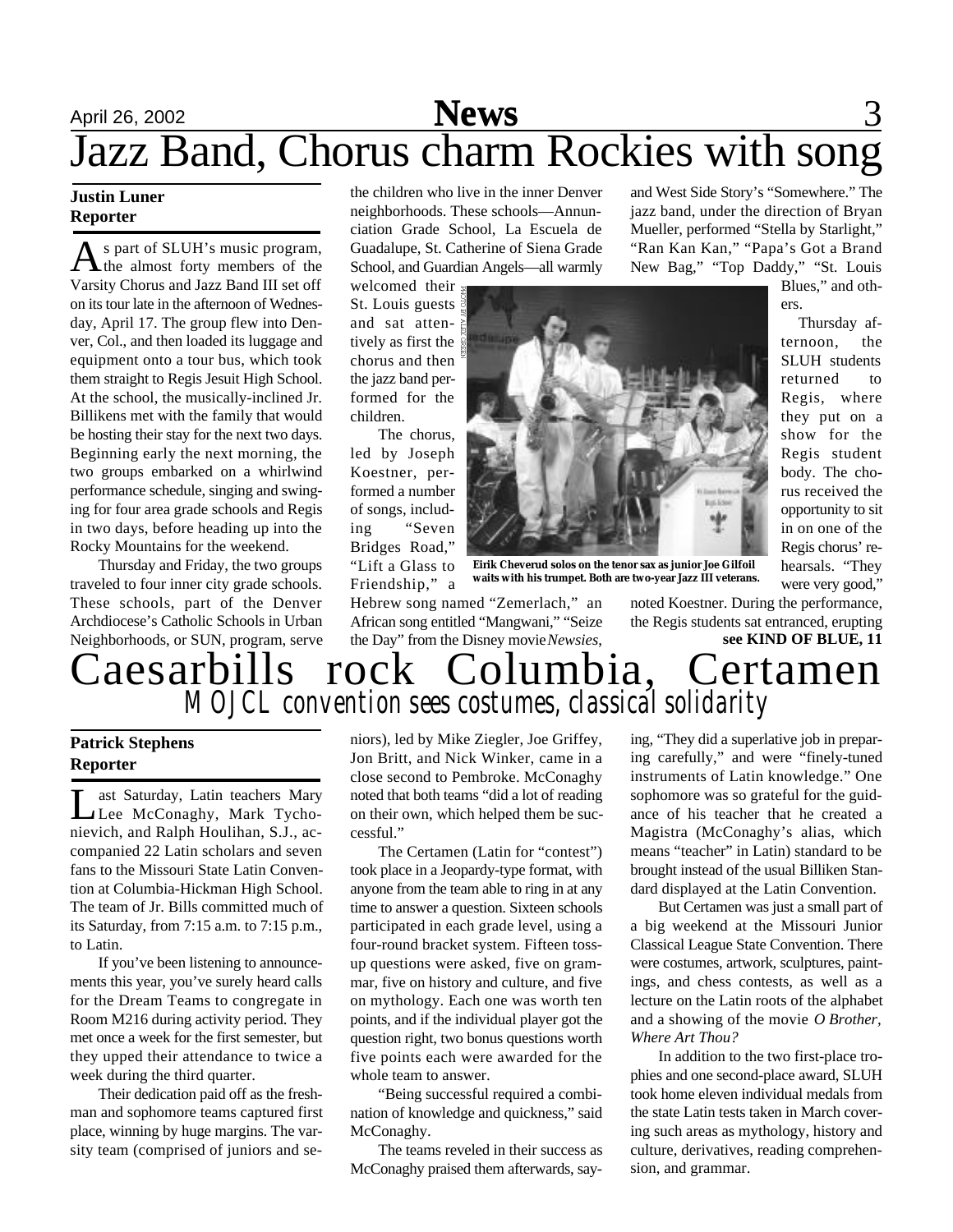# Jazz Band, Chorus charm Rockies with song

**Justin Luner**
**Reporter**

As part of SLUH's music program, the almost forty members of the Varsity Chorus and Jazz Band III set off on its tour late in the afternoon of Wednesday, April 17. The group flew into Denver, Col., and then loaded its luggage and equipment onto a tour bus, which took them straight to Regis Jesuit High School. At the school, the musically-inclined Jr. Billikens met with the family that would be hosting their stay for the next two days. Beginning early the next morning, the two groups embarked on a whirlwind performance schedule, singing and swinging for four area grade schools and Regis in two days, before heading up into the Rocky Mountains for the weekend.

Thursday and Friday, the two groups traveled to four inner city grade schools. These schools, part of the Denver Archdiocese's Catholic Schools in Urban Neighborhoods, or SUN, program, serve the children who live in the inner Denver neighborhoods. These schools—Annunciation Grade School, La Escuela de Guadalupe, St. Catherine of Siena Grade School, and Guardian Angels—all warmly welcomed their St. Louis guests and sat attentively as first the chorus and then the jazz band performed for the children.

The chorus, led by Joseph Koestner, performed a number of songs, including "Seven Bridges Road," "Lift a Glass to Friendship," a Hebrew song named "Zemerlach," an African song entitled "Mangwani," "Seize the Day" from the Disney movie *Newsies*, and West Side Story's "Somewhere." The jazz band, under the direction of Bryan Mueller, performed "Stella by Starlight," "Ran Kan Kan," "Papa's Got a Brand New Bag," "Top Daddy," "St. Louis Blues," and others.

PHOTO BY ALEX GREEN

**Eirik Cheverud solos on the tenor sax as junior Joe Gilfoil waits with his trumpet. Both are two-year Jazz III veterans.**

Thursday afternoon, the SLUH students returned to Regis, where they put on a show for the Regis student body. The chorus received the opportunity to sit in on one of the Regis chorus' rehearsals. "They were very good," noted Koestner. During the performance, the Regis students sat entranced, erupting

**see KIND OF BLUE, 11**

# Caesarbills rock Columbia, Certamen

## MOJCL convention sees costumes, classical solidarity

**Patrick Stephens**
**Reporter**

Last Saturday, Latin teachers Mary Lee McConaghy, Mark Tychonievich, and Ralph Houlihan, S.J., accompanied 22 Latin scholars and seven fans to the Missouri State Latin Convention at Columbia-Hickman High School. The team of Jr. Bills committed much of its Saturday, from 7:15 a.m. to 7:15 p.m., to Latin.

If you've been listening to announcements this year, you've surely heard calls for the Dream Teams to congregate in Room M216 during activity period. They met once a week for the first semester, but they upped their attendance to twice a week during the third quarter.

Their dedication paid off as the freshman and sophomore teams captured first place, winning by huge margins. The varsity team (comprised of juniors and seniors), led by Mike Ziegler, Joe Griffey, Jon Britt, and Nick Winker, came in a close second to Pembroke. McConaghy noted that both teams "did a lot of reading on their own, which helped them be successful."

The Certamen (Latin for "contest") took place in a Jeopardy-type format, with anyone from the team able to ring in at any time to answer a question. Sixteen schools participated in each grade level, using a four-round bracket system. Fifteen tossup questions were asked, five on grammar, five on history and culture, and five on mythology. Each one was worth ten points, and if the individual player got the question right, two bonus questions worth five points each were awarded for the whole team to answer.

"Being successful required a combination of knowledge and quickness," said McConaghy.

The teams reveled in their success as McConaghy praised them afterwards, saying, "They did a superlative job in preparing carefully," and were "finely-tuned instruments of Latin knowledge." One sophomore was so grateful for the guidance of his teacher that he created a Magistra (McConaghy's alias, which means "teacher" in Latin) standard to be brought instead of the usual Billiken Standard displayed at the Latin Convention.

But Certamen was just a small part of a big weekend at the Missouri Junior Classical League State Convention. There were costumes, artwork, sculptures, paintings, and chess contests, as well as a lecture on the Latin roots of the alphabet and a showing of the movie *O Brother, Where Art Thou?*

In addition to the two first-place trophies and one second-place award, SLUH took home eleven individual medals from the state Latin tests taken in March covering such areas as mythology, history and culture, derivatives, reading comprehension, and grammar.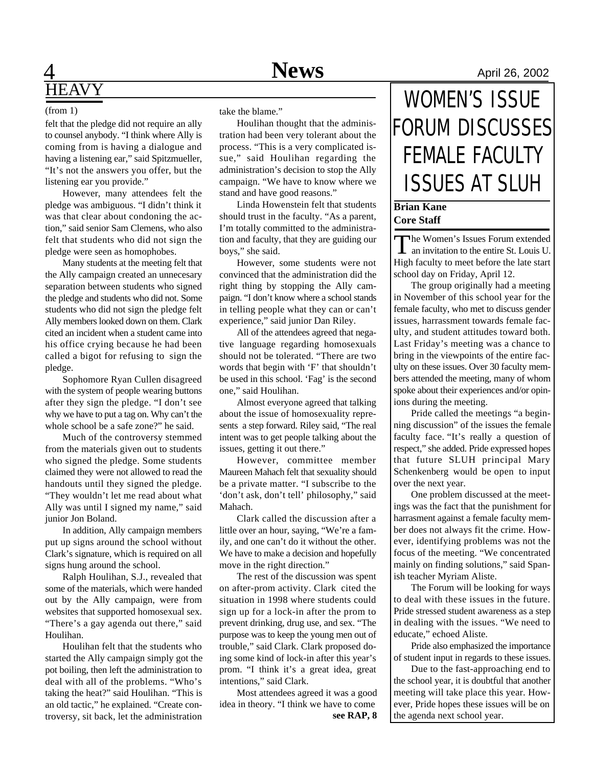# HEAVY

(from 1)

felt that the pledge did not require an ally to counsel anybody. "I think where Ally is coming from is having a dialogue and having a listening ear," said Spitzmueller, "It's not the answers you offer, but the listening ear you provide."

However, many attendees felt the pledge was ambiguous. "I didn't think it was that clear about condoning the action," said senior Sam Clemens, who also felt that students who did not sign the pledge were seen as homophobes.

Many students at the meeting felt that the Ally campaign created an unnecesary separation between students who signed the pledge and students who did not. Some students who did not sign the pledge felt Ally members looked down on them. Clark cited an incident when a student came into his office crying because he had been called a bigot for refusing to sign the pledge.

Sophomore Ryan Cullen disagreed with the system of people wearing buttons after they sign the pledge. "I don't see why we have to put a tag on. Why can't the whole school be a safe zone?" he said.

Much of the controversy stemmed from the materials given out to students who signed the pledge. Some students claimed they were not allowed to read the handouts until they signed the pledge. "They wouldn't let me read about what Ally was until I signed my name," said junior Jon Boland.

In addition, Ally campaign members put up signs around the school without Clark's signature, which is required on all signs hung around the school.

Ralph Houlihan, S.J., revealed that some of the materials, which were handed out by the Ally campaign, were from websites that supported homosexual sex. "There's a gay agenda out there," said Houlihan.

Houlihan felt that the students who started the Ally campaign simply got the pot boiling, then left the administration to deal with all of the problems. "Who's taking the heat?" said Houlihan. "This is an old tactic," he explained. "Create controversy, sit back, let the administration take the blame."

Houlihan thought that the administration had been very tolerant about the process. "This is a very complicated issue," said Houlihan regarding the administration's decision to stop the Ally campaign. "We have to know where we stand and have good reasons."

Linda Howenstein felt that students should trust in the faculty. "As a parent, I'm totally committed to the administration and faculty, that they are guiding our boys," she said.

However, some students were not convinced that the administration did the right thing by stopping the Ally campaign. "I don't know where a school stands in telling people what they can or can't experience," said junior Dan Riley.

All of the attendees agreed that negative language regarding homosexuals should not be tolerated. "There are two words that begin with 'F' that shouldn't be used in this school. 'Fag' is the second one," said Houlihan.

Almost everyone agreed that talking about the issue of homosexuality represents a step forward. Riley said, "The real intent was to get people talking about the issues, getting it out there."

However, committee member Maureen Mahach felt that sexuality should be a private matter. "I subscribe to the 'don't ask, don't tell' philosophy," said Mahach.

Clark called the discussion after a little over an hour, saying, "We're a family, and one can't do it without the other. We have to make a decision and hopefully move in the right direction."

The rest of the discussion was spent on after-prom activity. Clark cited the situation in 1998 where students could sign up for a lock-in after the prom to prevent drinking, drug use, and sex. "The purpose was to keep the young men out of trouble," said Clark. Clark proposed doing some kind of lock-in after this year's prom. "I think it's a great idea, great intentions," said Clark.

Most attendees agreed it was a good idea in theory. "I think we have to come

**see RAP, 8**

# WOMEN'S ISSUE FORUM DISCUSSES FEMALE FACULTY ISSUES AT SLUH

**Brian Kane**
**Core Staff**

The Women's Issues Forum extended an invitation to the entire St. Louis U. High faculty to meet before the late start school day on Friday, April 12.

The group originally had a meeting in November of this school year for the female faculty, who met to discuss gender issues, harrassment towards female faculty, and student attitudes toward both. Last Friday's meeting was a chance to bring in the viewpoints of the entire faculty on these issues. Over 30 faculty members attended the meeting, many of whom spoke about their experiences and/or opinions during the meeting.

Pride called the meetings "a beginning discussion" of the issues the female faculty face. "It's really a question of respect," she added. Pride expressed hopes that future SLUH principal Mary Schenkenberg would be open to input over the next year.

One problem discussed at the meetings was the fact that the punishment for harrasment against a female faculty member does not always fit the crime. However, identifying problems was not the focus of the meeting. "We concentrated mainly on finding solutions," said Spanish teacher Myriam Aliste.

The Forum will be looking for ways to deal with these issues in the future. Pride stressed student awareness as a step in dealing with the issues. "We need to educate," echoed Aliste.

Pride also emphasized the importance of student input in regards to these issues.

Due to the fast-approaching end to the school year, it is doubtful that another meeting will take place this year. However, Pride hopes these issues will be on the agenda next school year.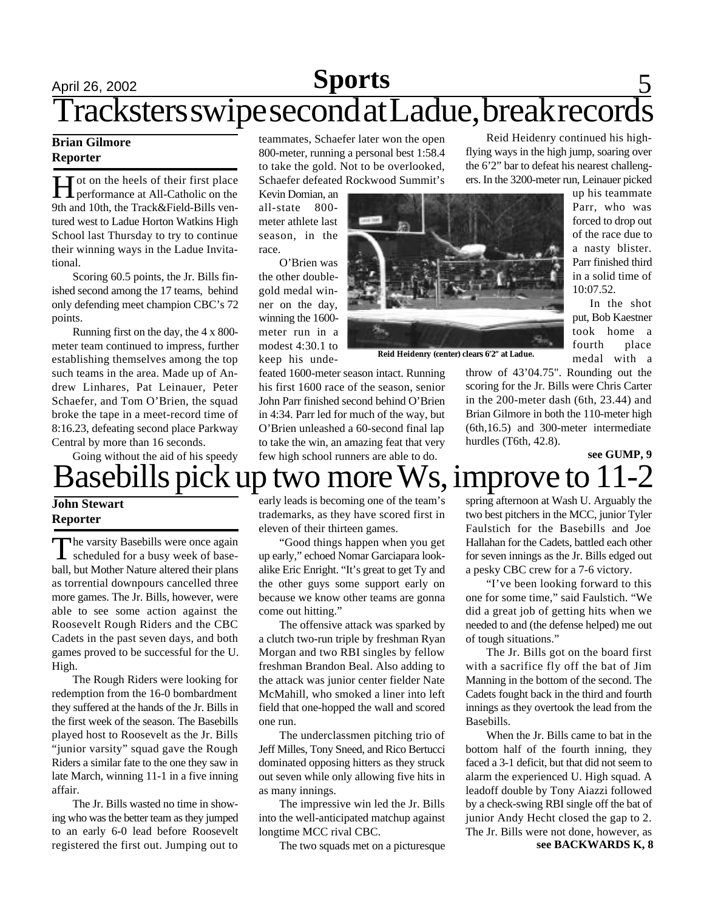# Tracksters swipe second at Ladue, break records

**Brian Gilmore**
**Reporter**

Hot on the heels of their first place performance at All-Catholic on the 9th and 10th, the Track&Field-Bills ventured west to Ladue Horton Watkins High School last Thursday to try to continue their winning ways in the Ladue Invitational.

Scoring 60.5 points, the Jr. Bills finished second among the 17 teams, behind only defending meet champion CBC's 72 points.

Running first on the day, the 4 x 800-meter team continued to impress, further establishing themselves among the top such teams in the area. Made up of Andrew Linhares, Pat Leinauer, Peter Schaefer, and Tom O'Brien, the squad broke the tape in a meet-record time of 8:16.23, defeating second place Parkway Central by more than 16 seconds.

Going without the aid of his speedy teammates, Schaefer later won the open 800-meter, running a personal best 1:58.4 to take the gold. Not to be overlooked, Schaefer defeated Rockwood Summit's Kevin Domian, an all-state 800-meter athlete last season, in the race.

O'Brien was the other double-gold medal winner on the day, winning the 1600-meter run in a modest 4:30.1 to keep his undefeated 1600-meter season intact. Running his first 1600 race of the season, senior John Parr finished second behind O'Brien in 4:34. Parr led for much of the way, but O'Brien unleashed a 60-second final lap to take the win, an amazing feat that very few high school runners are able to do.

Reid Heidenry (center) clears 6'2" at Ladue.

Reid Heidenry continued his high-flying ways in the high jump, soaring over the 6'2" bar to defeat his nearest challengers. In the 3200-meter run, Leinauer picked up his teammate Parr, who was forced to drop out of the race due to a nasty blister. Parr finished third in a solid time of 10:07.52.

In the shot put, Bob Kaestner took home a fourth place medal with a throw of 43'04.75". Rounding out the scoring for the Jr. Bills were Chris Carter in the 200-meter dash (6th, 23.44) and Brian Gilmore in both the 110-meter high (6th,16.5) and 300-meter intermediate hurdles (T6th, 42.8).

**see GUMP, 9**

# Basebills pick up two more Ws, improve to 11-2

**John Stewart**
**Reporter**

The varsity Basebills were once again scheduled for a busy week of baseball, but Mother Nature altered their plans as torrential downpours cancelled three more games. The Jr. Bills, however, were able to see some action against the Roosevelt Rough Riders and the CBC Cadets in the past seven days, and both games proved to be successful for the U. High.

The Rough Riders were looking for redemption from the 16-0 bombardment they suffered at the hands of the Jr. Bills in the first week of the season. The Basebills played host to Roosevelt as the Jr. Bills "junior varsity" squad gave the Rough Riders a similar fate to the one they saw in late March, winning 11-1 in a five inning affair.

The Jr. Bills wasted no time in showing who was the better team as they jumped to an early 6-0 lead before Roosevelt registered the first out. Jumping out to early leads is becoming one of the team's trademarks, as they have scored first in eleven of their thirteen games.

"Good things happen when you get up early," echoed Nomar Garciapara look-alike Eric Enright. "It's great to get Ty and the other guys some support early on because we know other teams are gonna come out hitting."

The offensive attack was sparked by a clutch two-run triple by freshman Ryan Morgan and two RBI singles by fellow freshman Brandon Beal. Also adding to the attack was junior center fielder Nate McMahill, who smoked a liner into left field that one-hopped the wall and scored one run.

The underclassmen pitching trio of Jeff Milles, Tony Sneed, and Rico Bertucci dominated opposing hitters as they struck out seven while only allowing five hits in as many innings.

The impressive win led the Jr. Bills into the well-anticipated matchup against longtime MCC rival CBC.

The two squads met on a picturesque spring afternoon at Wash U. Arguably the two best pitchers in the MCC, junior Tyler Faulstich for the Basebills and Joe Hallahan for the Cadets, battled each other for seven innings as the Jr. Bills edged out a pesky CBC crew for a 7-6 victory.

"I've been looking forward to this one for some time," said Faulstich. "We did a great job of getting hits when we needed to and (the defense helped) me out of tough situations."

The Jr. Bills got on the board first with a sacrifice fly off the bat of Jim Manning in the bottom of the second. The Cadets fought back in the third and fourth innings as they overtook the lead from the Basebills.

When the Jr. Bills came to bat in the bottom half of the fourth inning, they faced a 3-1 deficit, but that did not seem to alarm the experienced U. High squad. A leadoff double by Tony Aiazzi followed by a check-swing RBI single off the bat of junior Andy Hecht closed the gap to 2. The Jr. Bills were not done, however, as

**see BACKWARDS K, 8**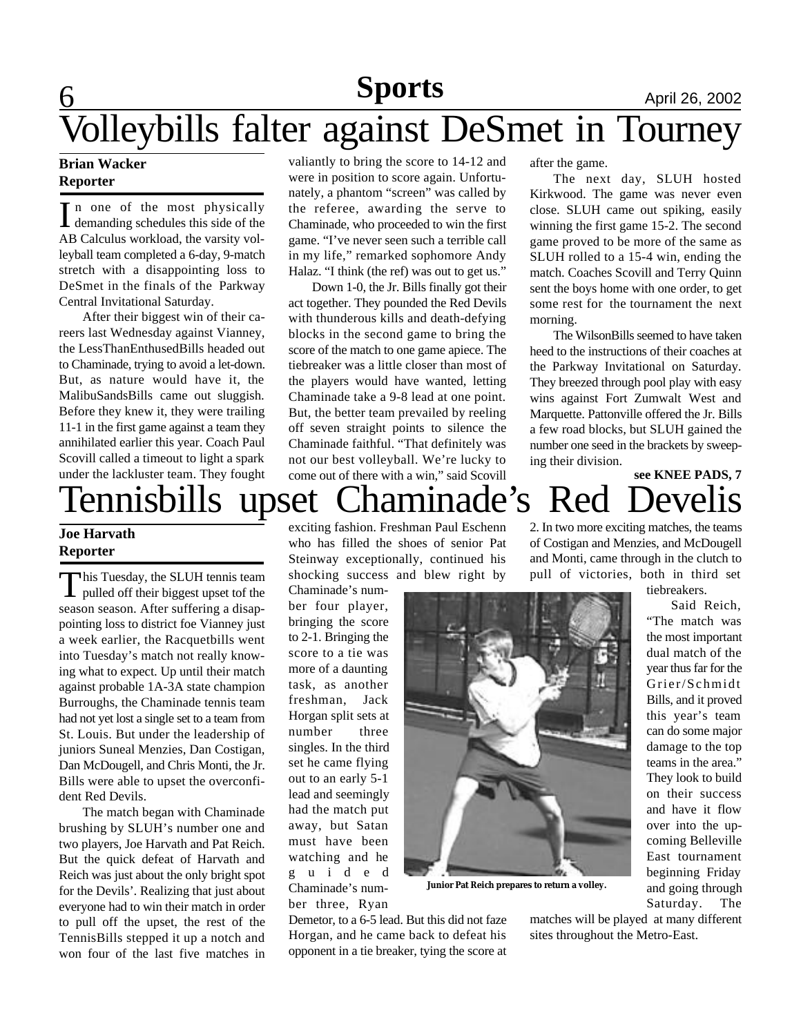# Volleybills falter against DeSmet in Tourney

**Brian Wacker**
**Reporter**

In one of the most physically demanding schedules this side of the AB Calculus workload, the varsity volleyball team completed a 6-day, 9-match stretch with a disappointing loss to DeSmet in the finals of the Parkway Central Invitational Saturday.

After their biggest win of their careers last Wednesday against Vianney, the LessThanEnthusedBills headed out to Chaminade, trying to avoid a let-down. But, as nature would have it, the MalibuSandsBills came out sluggish. Before they knew it, they were trailing 11-1 in the first game against a team they annihilated earlier this year. Coach Paul Scovill called a timeout to light a spark under the lackluster team. They fought valiantly to bring the score to 14-12 and were in position to score again. Unfortunately, a phantom "screen" was called by the referee, awarding the serve to Chaminade, who proceeded to win the first game. "I've never seen such a terrible call in my life," remarked sophomore Andy Halaz. "I think (the ref) was out to get us."

Down 1-0, the Jr. Bills finally got their act together. They pounded the Red Devils with thunderous kills and death-defying blocks in the second game to bring the score of the match to one game apiece. The tiebreaker was a little closer than most of the players would have wanted, letting Chaminade take a 9-8 lead at one point. But, the better team prevailed by reeling off seven straight points to silence the Chaminade faithful. "That definitely was not our best volleyball. We're lucky to come out of there with a win," said Scovill after the game.

The next day, SLUH hosted Kirkwood. The game was never even close. SLUH came out spiking, easily winning the first game 15-2. The second game proved to be more of the same as SLUH rolled to a 15-4 win, ending the match. Coaches Scovill and Terry Quinn sent the boys home with one order, to get some rest for the tournament the next morning.

The WilsonBills seemed to have taken heed to the instructions of their coaches at the Parkway Invitational on Saturday. They breezed through pool play with easy wins against Fort Zumwalt West and Marquette. Pattonville offered the Jr. Bills a few road blocks, but SLUH gained the number one seed in the brackets by sweeping their division.

**see KNEE PADS, 7**

# Tennisbills upset Chaminade's Red Develis

**Joe Harvath**
**Reporter**

This Tuesday, the SLUH tennis team pulled off their biggest upset tof the season season. After suffering a disappointing loss to district foe Vianney just a week earlier, the Racquetbills went into Tuesday's match not really knowing what to expect. Up until their match against probable 1A-3A state champion Burroughs, the Chaminade tennis team had not yet lost a single set to a team from St. Louis. But under the leadership of juniors Suneal Menzies, Dan Costigan, Dan McDougell, and Chris Monti, the Jr. Bills were able to upset the overconfident Red Devils.

The match began with Chaminade brushing by SLUH's number one and two players, Joe Harvath and Pat Reich. But the quick defeat of Harvath and Reich was just about the only bright spot for the Devils'. Realizing that just about everyone had to win their match in order to pull off the upset, the rest of the TennisBills stepped it up a notch and won four of the last five matches in exciting fashion. Freshman Paul Eschenn who has filled the shoes of senior Pat Steinway exceptionally, continued his shocking success and blew right by Chaminade's number four player, bringing the score to 2-1. Bringing the score to a tie was more of a daunting task, as another freshman, Jack Horgan split sets at number three singles. In the third set he came flying out to an early 5-1 lead and seemingly had the match put away, but Satan must have been watching and he guided Chaminade's number three, Ryan Demetor, to a 6-5 lead. But this did not faze Horgan, and he came back to defeat his opponent in a tie breaker, tying the score at 2. In two more exciting matches, the teams of Costigan and Menzies, and McDougell and Monti, came through in the clutch to pull of victories, both in third set tiebreakers.

Junior Pat Reich prepares to return a volley.

Said Reich, "The match was the most important dual match of the year thus far for the Grier/Schmidt Bills, and it proved this year's team can do some major damage to the top teams in the area." They look to build on their success and have it flow over into the upcoming Belleville East tournament beginning Friday and going through Saturday. The matches will be played at many different sites throughout the Metro-East.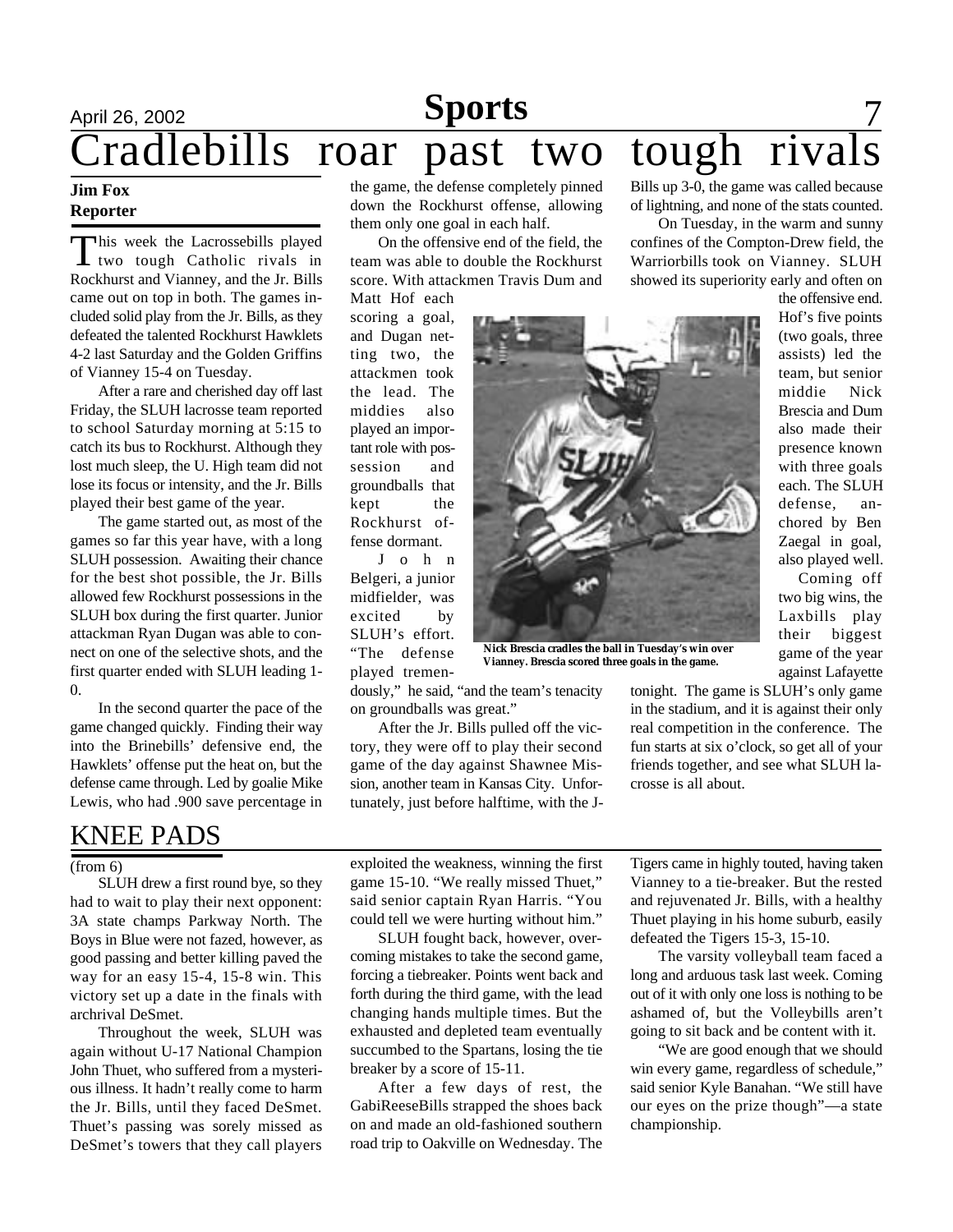# Cradlebills roar past two tough rivals

**Jim Fox**
**Reporter**

This week the Lacrossebills played two tough Catholic rivals in Rockhurst and Vianney, and the Jr. Bills came out on top in both. The games included solid play from the Jr. Bills, as they defeated the talented Rockhurst Hawklets 4-2 last Saturday and the Golden Griffins of Vianney 15-4 on Tuesday.

After a rare and cherished day off last Friday, the SLUH lacrosse team reported to school Saturday morning at 5:15 to catch its bus to Rockhurst. Although they lost much sleep, the U. High team did not lose its focus or intensity, and the Jr. Bills played their best game of the year.

The game started out, as most of the games so far this year have, with a long SLUH possession. Awaiting their chance for the best shot possible, the Jr. Bills allowed few Rockhurst possessions in the SLUH box during the first quarter. Junior attackman Ryan Dugan was able to connect on one of the selective shots, and the first quarter ended with SLUH leading 1-0.

In the second quarter the pace of the game changed quickly. Finding their way into the Brinebills' defensive end, the Hawklets' offense put the heat on, but the defense came through. Led by goalie Mike Lewis, who had .900 save percentage in the game, the defense completely pinned down the Rockhurst offense, allowing them only one goal in each half.

On the offensive end of the field, the team was able to double the Rockhurst score. With attackmen Travis Dum and Matt Hof each scoring a goal, and Dugan netting two, the attackmen took the lead. The middies also played an important role with possession and groundballs that kept the Rockhurst offense dormant.

John Belgeri, a junior midfielder, was excited by SLUH's effort. "The defense played tremendously," he said, "and the team's tenacity on groundballs was great."

After the Jr. Bills pulled off the victory, they were off to play their second game of the day against Shawnee Mission, another team in Kansas City. Unfortunately, just before halftime, with the J-Bills up 3-0, the game was called because of lightning, and none of the stats counted.

On Tuesday, in the warm and sunny confines of the Compton-Drew field, the Warriorbills took on Vianney. SLUH showed its superiority early and often on the offensive end. Hof's five points (two goals, three assists) led the team, but senior middie Nick Brescia and Dum also made their presence known with three goals each. The SLUH defense, anchored by Ben Zaegal in goal, also played well.

Coming off two big wins, the Laxbills play their biggest game of the year against Lafayette tonight. The game is SLUH's only game in the stadium, and it is against their only real competition in the conference. The fun starts at six o'clock, so get all of your friends together, and see what SLUH lacrosse is all about.

**Nick Brescia cradles the ball in Tuesday's win over Vianney. Brescia scored three goals in the game.**

## KNEE PADS

(from 6)

SLUH drew a first round bye, so they had to wait to play their next opponent: 3A state champs Parkway North. The Boys in Blue were not fazed, however, as good passing and better killing paved the way for an easy 15-4, 15-8 win. This victory set up a date in the finals with archrival DeSmet.

Throughout the week, SLUH was again without U-17 National Champion John Thuet, who suffered from a mysterious illness. It hadn't really come to harm the Jr. Bills, until they faced DeSmet. Thuet's passing was sorely missed as DeSmet's towers that they call players exploited the weakness, winning the first game 15-10. "We really missed Thuet," said senior captain Ryan Harris. "You could tell we were hurting without him."

SLUH fought back, however, overcoming mistakes to take the second game, forcing a tiebreaker. Points went back and forth during the third game, with the lead changing hands multiple times. But the exhausted and depleted team eventually succumbed to the Spartans, losing the tie breaker by a score of 15-11.

After a few days of rest, the GabiReeseBills strapped the shoes back on and made an old-fashioned southern road trip to Oakville on Wednesday. The Tigers came in highly touted, having taken Vianney to a tie-breaker. But the rested and rejuvenated Jr. Bills, with a healthy Thuet playing in his home suburb, easily defeated the Tigers 15-3, 15-10.

The varsity volleyball team faced a long and arduous task last week. Coming out of it with only one loss is nothing to be ashamed of, but the Volleybills aren't going to sit back and be content with it.

"We are good enough that we should win every game, regardless of schedule," said senior Kyle Banahan. "We still have our eyes on the prize though"—a state championship.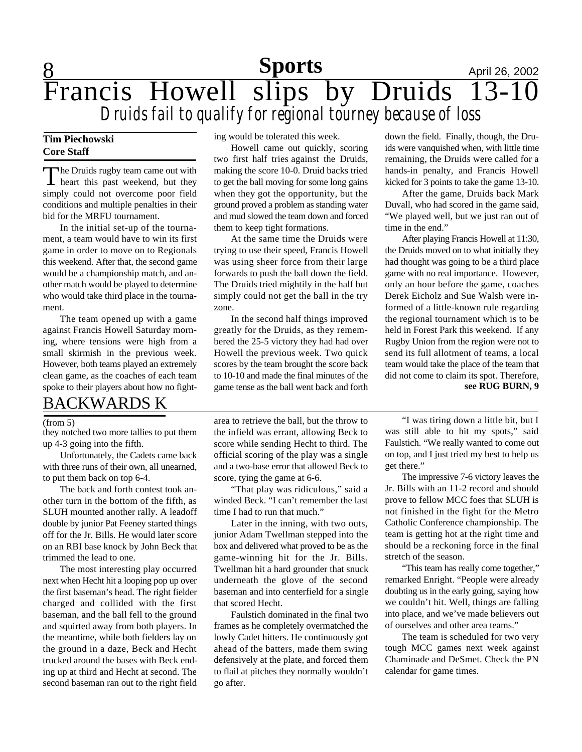# Francis Howell slips by Druids 13-10

## *Druids fail to qualify for regional tourney because of loss*

**Tim Piechowski**
**Core Staff**

The Druids rugby team came out with heart this past weekend, but they simply could not overcome poor field conditions and multiple penalties in their bid for the MRFU tournament.

In the initial set-up of the tournament, a team would have to win its first game in order to move on to Regionals this weekend. After that, the second game would be a championship match, and another match would be played to determine who would take third place in the tournament.

The team opened up with a game against Francis Howell Saturday morning, where tensions were high from a small skirmish in the previous week. However, both teams played an extremely clean game, as the coaches of each team spoke to their players about how no fighting would be tolerated this week.

Howell came out quickly, scoring two first half tries against the Druids, making the score 10-0. Druid backs tried to get the ball moving for some long gains when they got the opportunity, but the ground proved a problem as standing water and mud slowed the team down and forced them to keep tight formations.

At the same time the Druids were trying to use their speed, Francis Howell was using sheer force from their large forwards to push the ball down the field. The Druids tried mightily in the half but simply could not get the ball in the try zone.

In the second half things improved greatly for the Druids, as they remembered the 25-5 victory they had had over Howell the previous week. Two quick scores by the team brought the score back to 10-10 and made the final minutes of the game tense as the ball went back and forth down the field. Finally, though, the Druids were vanquished when, with little time remaining, the Druids were called for a hands-in penalty, and Francis Howell kicked for 3 points to take the game 13-10.

After the game, Druids back Mark Duvall, who had scored in the game said, "We played well, but we just ran out of time in the end."

After playing Francis Howell at 11:30, the Druids moved on to what initially they had thought was going to be a third place game with no real importance. However, only an hour before the game, coaches Derek Eicholz and Sue Walsh were informed of a little-known rule regarding the regional tournament which is to be held in Forest Park this weekend. If any Rugby Union from the region were not to send its full allotment of teams, a local team would take the place of the team that did not come to claim its spot. Therefore,

**see RUG BURN, 9**

## BACKWARDS K

(from 5)

they notched two more tallies to put them up 4-3 going into the fifth.

Unfortunately, the Cadets came back with three runs of their own, all unearned, to put them back on top 6-4.

The back and forth contest took another turn in the bottom of the fifth, as SLUH mounted another rally. A leadoff double by junior Pat Feeney started things off for the Jr. Bills. He would later score on an RBI base knock by John Beck that trimmed the lead to one.

The most interesting play occurred next when Hecht hit a looping pop up over the first baseman's head. The right fielder charged and collided with the first baseman, and the ball fell to the ground and squirted away from both players. In the meantime, while both fielders lay on the ground in a daze, Beck and Hecht trucked around the bases with Beck ending up at third and Hecht at second. The second baseman ran out to the right field area to retrieve the ball, but the throw to the infield was errant, allowing Beck to score while sending Hecht to third. The official scoring of the play was a single and a two-base error that allowed Beck to score, tying the game at 6-6.

"That play was ridiculous," said a winded Beck. "I can't remember the last time I had to run that much."

Later in the inning, with two outs, junior Adam Twellman stepped into the box and delivered what proved to be as the game-winning hit for the Jr. Bills. Twellman hit a hard grounder that snuck underneath the glove of the second baseman and into centerfield for a single that scored Hecht.

Faulstich dominated in the final two frames as he completely overmatched the lowly Cadet hitters. He continuously got ahead of the batters, made them swing defensively at the plate, and forced them to flail at pitches they normally wouldn't go after.

"I was tiring down a little bit, but I was still able to hit my spots," said Faulstich. "We really wanted to come out on top, and I just tried my best to help us get there."

The impressive 7-6 victory leaves the Jr. Bills with an 11-2 record and should prove to fellow MCC foes that SLUH is not finished in the fight for the Metro Catholic Conference championship. The team is getting hot at the right time and should be a reckoning force in the final stretch of the season.

"This team has really come together," remarked Enright. "People were already doubting us in the early going, saying how we couldn't hit. Well, things are falling into place, and we've made believers out of ourselves and other area teams."

The team is scheduled for two very tough MCC games next week against Chaminade and DeSmet. Check the PN calendar for game times.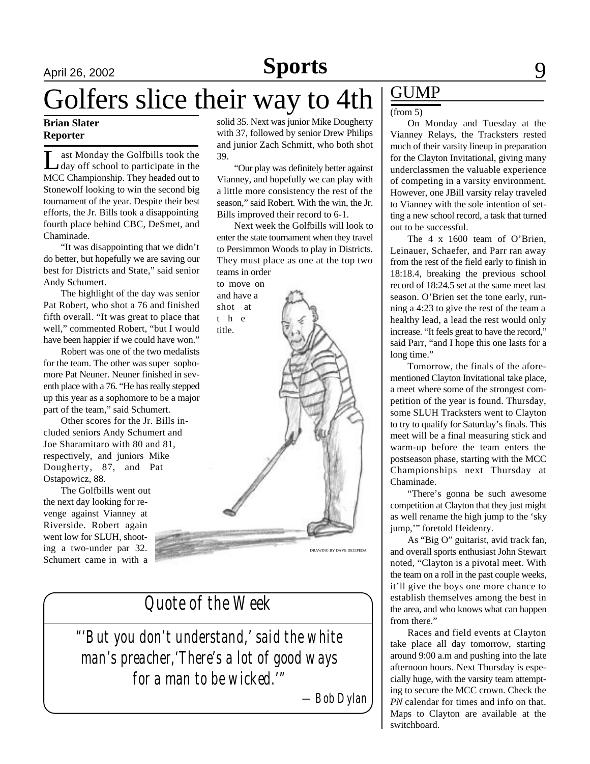# Golfers slice their way to 4th

**Brian Slater**
**Reporter**

Last Monday the Golfbills took the day off school to participate in the MCC Championship. They headed out to Stonewolf looking to win the second big tournament of the year. Despite their best efforts, the Jr. Bills took a disappointing fourth place behind CBC, DeSmet, and Chaminade.

"It was disappointing that we didn't do better, but hopefully we are saving our best for Districts and State," said senior Andy Schumert.

The highlight of the day was senior Pat Robert, who shot a 76 and finished fifth overall. "It was great to place that well," commented Robert, "but I would have been happier if we could have won."

Robert was one of the two medalists for the team. The other was super sophomore Pat Neuner. Neuner finished in seventh place with a 76. "He has really stepped up this year as a sophomore to be a major part of the team," said Schumert.

Other scores for the Jr. Bills included seniors Andy Schumert and Joe Sharamitaro with 80 and 81, respectively, and juniors Mike Dougherty, 87, and Pat Ostapowicz, 88.

The Golfbills went out the next day looking for revenge against Vianney at Riverside. Robert again went low for SLUH, shooting a two-under par 32. Schumert came in with a solid 35. Next was junior Mike Dougherty with 37, followed by senior Drew Philips and junior Zach Schmitt, who both shot 39.

"Our play was definitely better against Vianney, and hopefully we can play with a little more consistency the rest of the season," said Robert. With the win, the Jr. Bills improved their record to 6-1.

Next week the Golfbills will look to enter the state tournament when they travel to Persimmon Woods to play in Districts. They must place as one at the top two teams in order to move on and have a shot at the title.

DRAWING BY DAVE DECIPEDA

## Quote of the Week

"'But you don't understand,' said the white man's preacher,'There's a lot of good ways for a man to be wicked.'"

—Bob Dylan

## GUMP

(from 5)

On Monday and Tuesday at the Vianney Relays, the Tracksters rested much of their varsity lineup in preparation for the Clayton Invitational, giving many underclassmen the valuable experience of competing in a varsity environment. However, one JBill varsity relay traveled to Vianney with the sole intention of setting a new school record, a task that turned out to be successful.

The 4 x 1600 team of O'Brien, Leinauer, Schaefer, and Parr ran away from the rest of the field early to finish in 18:18.4, breaking the previous school record of 18:24.5 set at the same meet last season. O'Brien set the tone early, running a 4:23 to give the rest of the team a healthy lead, a lead the rest would only increase. "It feels great to have the record," said Parr, "and I hope this one lasts for a long time."

Tomorrow, the finals of the aforementioned Clayton Invitational take place, a meet where some of the strongest competition of the year is found. Thursday, some SLUH Tracksters went to Clayton to try to qualify for Saturday's finals. This meet will be a final measuring stick and warm-up before the team enters the postseason phase, starting with the MCC Championships next Thursday at Chaminade.

"There's gonna be such awesome competition at Clayton that they just might as well rename the high jump to the 'sky jump,'" foretold Heidenry.

As "Big O" guitarist, avid track fan, and overall sports enthusiast John Stewart noted, "Clayton is a pivotal meet. With the team on a roll in the past couple weeks, it'll give the boys one more chance to establish themselves among the best in the area, and who knows what can happen from there."

Races and field events at Clayton take place all day tomorrow, starting around 9:00 a.m and pushing into the late afternoon hours. Next Thursday is especially huge, with the varsity team attempting to secure the MCC crown. Check the *PN* calendar for times and info on that. Maps to Clayton are available at the switchboard.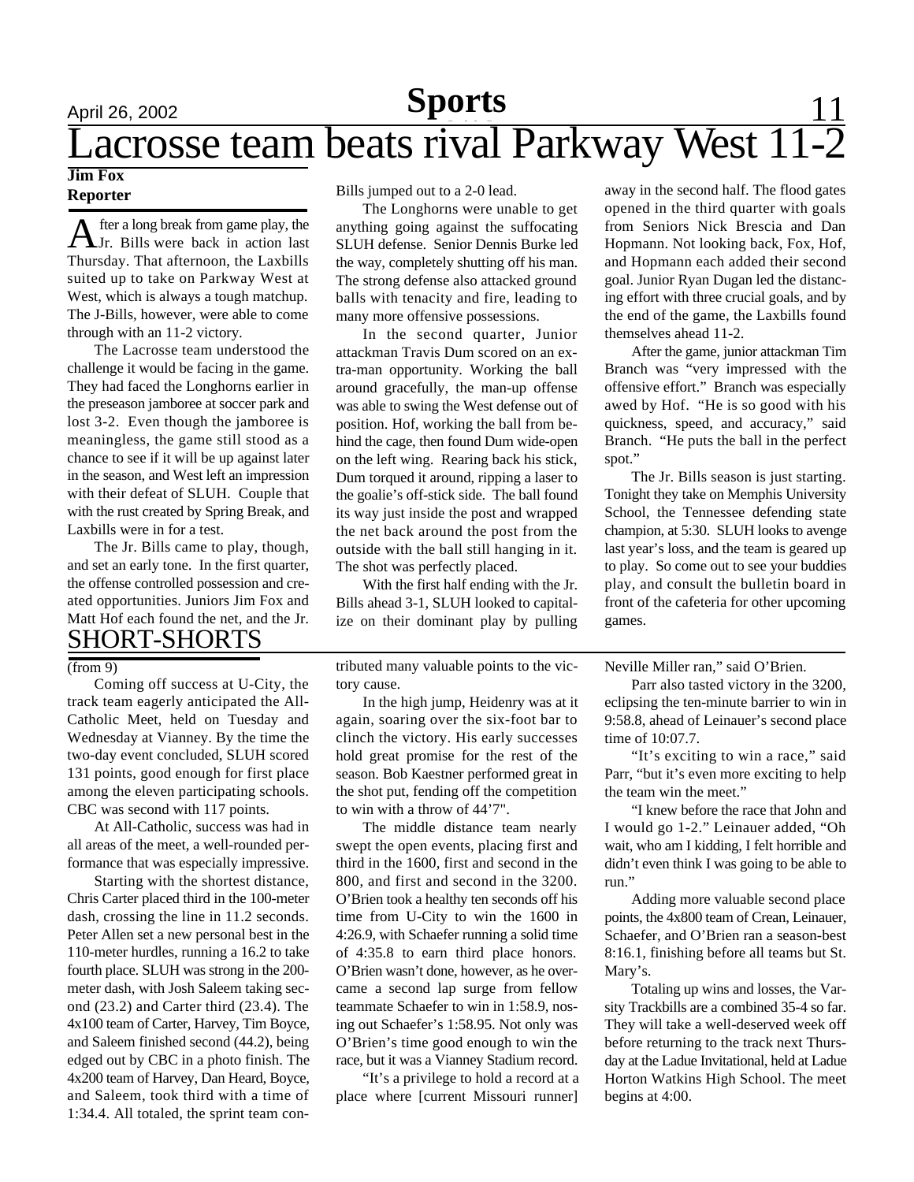# Lacrosse team beats rival Parkway West 11-2

**Jim Fox**
**Reporter**

After a long break from game play, the Jr. Bills were back in action last Thursday. That afternoon, the Laxbills suited up to take on Parkway West at West, which is always a tough matchup. The J-Bills, however, were able to come through with an 11-2 victory.

The Lacrosse team understood the challenge it would be facing in the game. They had faced the Longhorns earlier in the preseason jamboree at soccer park and lost 3-2. Even though the jamboree is meaningless, the game still stood as a chance to see if it will be up against later in the season, and West left an impression with their defeat of SLUH. Couple that with the rust created by Spring Break, and Laxbills were in for a test.

The Jr. Bills came to play, though, and set an early tone. In the first quarter, the offense controlled possession and created opportunities. Juniors Jim Fox and Matt Hof each found the net, and the Jr. Bills jumped out to a 2-0 lead.

The Longhorns were unable to get anything going against the suffocating SLUH defense. Senior Dennis Burke led the way, completely shutting off his man. The strong defense also attacked ground balls with tenacity and fire, leading to many more offensive possessions.

In the second quarter, Junior attackman Travis Dum scored on an extra-man opportunity. Working the ball around gracefully, the man-up offense was able to swing the West defense out of position. Hof, working the ball from behind the cage, then found Dum wide-open on the left wing. Rearing back his stick, Dum torqued it around, ripping a laser to the goalie's off-stick side. The ball found its way just inside the post and wrapped the net back around the post from the outside with the ball still hanging in it. The shot was perfectly placed.

With the first half ending with the Jr. Bills ahead 3-1, SLUH looked to capitalize on their dominant play by pulling away in the second half. The flood gates opened in the third quarter with goals from Seniors Nick Brescia and Dan Hopmann. Not looking back, Fox, Hof, and Hopmann each added their second goal. Junior Ryan Dugan led the distancing effort with three crucial goals, and by the end of the game, the Laxbills found themselves ahead 11-2.

After the game, junior attackman Tim Branch was "very impressed with the offensive effort." Branch was especially awed by Hof. "He is so good with his quickness, speed, and accuracy," said Branch. "He puts the ball in the perfect spot."

The Jr. Bills season is just starting. Tonight they take on Memphis University School, the Tennessee defending state champion, at 5:30. SLUH looks to avenge last year's loss, and the team is geared up to play. So come out to see your buddies play, and consult the bulletin board in front of the cafeteria for other upcoming games.

## SHORT-SHORTS

(from 9)

Coming off success at U-City, the track team eagerly anticipated the All-Catholic Meet, held on Tuesday and Wednesday at Vianney. By the time the two-day event concluded, SLUH scored 131 points, good enough for first place among the eleven participating schools. CBC was second with 117 points.

At All-Catholic, success was had in all areas of the meet, a well-rounded performance that was especially impressive.

Starting with the shortest distance, Chris Carter placed third in the 100-meter dash, crossing the line in 11.2 seconds. Peter Allen set a new personal best in the 110-meter hurdles, running a 16.2 to take fourth place. SLUH was strong in the 200-meter dash, with Josh Saleem taking second (23.2) and Carter third (23.4). The 4x100 team of Carter, Harvey, Tim Boyce, and Saleem finished second (44.2), being edged out by CBC in a photo finish. The 4x200 team of Harvey, Dan Heard, Boyce, and Saleem, took third with a time of 1:34.4. All totaled, the sprint team contributed many valuable points to the victory cause.

In the high jump, Heidenry was at it again, soaring over the six-foot bar to clinch the victory. His early successes hold great promise for the rest of the season. Bob Kaestner performed great in the shot put, fending off the competition to win with a throw of 44'7".

The middle distance team nearly swept the open events, placing first and third in the 1600, first and second in the 800, and first and second in the 3200. O'Brien took a healthy ten seconds off his time from U-City to win the 1600 in 4:26.9, with Schaefer running a solid time of 4:35.8 to earn third place honors. O'Brien wasn't done, however, as he overcame a second lap surge from fellow teammate Schaefer to win in 1:58.9, nosing out Schaefer's 1:58.95. Not only was O'Brien's time good enough to win the race, but it was a Vianney Stadium record.

"It's a privilege to hold a record at a place where [current Missouri runner] Neville Miller ran," said O'Brien.

Parr also tasted victory in the 3200, eclipsing the ten-minute barrier to win in 9:58.8, ahead of Leinauer's second place time of 10:07.7.

"It's exciting to win a race," said Parr, "but it's even more exciting to help the team win the meet."

"I knew before the race that John and I would go 1-2." Leinauer added, "Oh wait, who am I kidding, I felt horrible and didn't even think I was going to be able to run."

Adding more valuable second place points, the 4x800 team of Crean, Leinauer, Schaefer, and O'Brien ran a season-best 8:16.1, finishing before all teams but St. Mary's.

Totaling up wins and losses, the Varsity Trackbills are a combined 35-4 so far. They will take a well-deserved week off before returning to the track next Thursday at the Ladue Invitational, held at Ladue Horton Watkins High School. The meet begins at 4:00.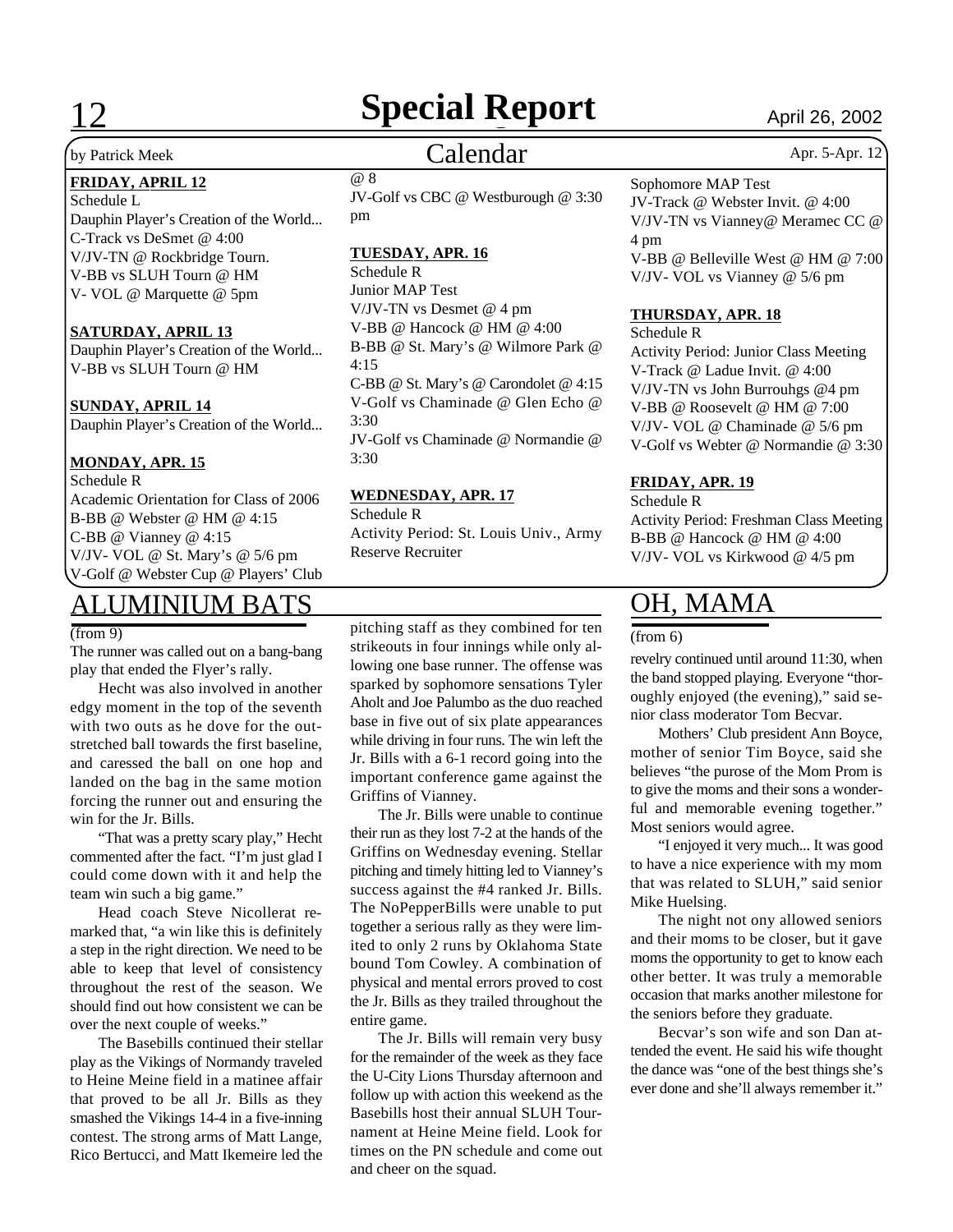# Special Report

## Calendar

by Patrick Meek

Apr. 5-Apr. 12

**FRIDAY, APRIL 12**
Schedule L
Dauphin Player's Creation of the World...
C-Track vs DeSmet @ 4:00
V/JV-TN @ Rockbridge Tourn.
V-BB vs SLUH Tourn @ HM
V- VOL @ Marquette @ 5pm

**SATURDAY, APRIL 13**
Dauphin Player's Creation of the World...
V-BB vs SLUH Tourn @ HM

**SUNDAY, APRIL 14**
Dauphin Player's Creation of the World...

**MONDAY, APR. 15**
Schedule R
Academic Orientation for Class of 2006
B-BB @ Webster @ HM @ 4:15
C-BB @ Vianney @ 4:15
V/JV- VOL @ St. Mary's @ 5/6 pm
V-Golf @ Webster Cup @ Players' Club @ 8
JV-Golf vs CBC @ Westburough @ 3:30 pm

**TUESDAY, APR. 16**
Schedule R
Junior MAP Test
V/JV-TN vs Desmet @ 4 pm
V-BB @ Hancock @ HM @ 4:00
B-BB @ St. Mary's @ Wilmore Park @ 4:15
C-BB @ St. Mary's @ Carondolet @ 4:15
V-Golf vs Chaminade @ Glen Echo @ 3:30
JV-Golf vs Chaminade @ Normandie @ 3:30

**WEDNESDAY, APR. 17**
Schedule R
Activity Period: St. Louis Univ., Army Reserve Recruiter
Sophomore MAP Test
JV-Track @ Webster Invit. @ 4:00
V/JV-TN vs Vianney@ Meramec CC @ 4 pm
V-BB @ Belleville West @ HM @ 7:00
V/JV- VOL vs Vianney @ 5/6 pm

**THURSDAY, APR. 18**
Schedule R
Activity Period: Junior Class Meeting
V-Track @ Ladue Invit. @ 4:00
V/JV-TN vs John Burrouhgs @4 pm
V-BB @ Roosevelt @ HM @ 7:00
V/JV- VOL @ Chaminade @ 5/6 pm
V-Golf vs Webter @ Normandie @ 3:30

**FRIDAY, APR. 19**
Schedule R
Activity Period: Freshman Class Meeting
B-BB @ Hancock @ HM @ 4:00
V/JV- VOL vs Kirkwood @ 4/5 pm

## ALUMINIUM BATS

(from 9)

The runner was called out on a bang-bang play that ended the Flyer's rally.

Hecht was also involved in another edgy moment in the top of the seventh with two outs as he dove for the outstretched ball towards the first baseline, and caressed the ball on one hop and landed on the bag in the same motion forcing the runner out and ensuring the win for the Jr. Bills.

"That was a pretty scary play," Hecht commented after the fact. "I'm just glad I could come down with it and help the team win such a big game."

Head coach Steve Nicollerat remarked that, "a win like this is definitely a step in the right direction. We need to be able to keep that level of consistency throughout the rest of the season. We should find out how consistent we can be over the next couple of weeks."

The Basebills continued their stellar play as the Vikings of Normandy traveled to Heine Meine field in a matinee affair that proved to be all Jr. Bills as they smashed the Vikings 14-4 in a five-inning contest. The strong arms of Matt Lange, Rico Bertucci, and Matt Ikemeire led the pitching staff as they combined for ten strikeouts in four innings while only allowing one base runner. The offense was sparked by sophomore sensations Tyler Aholt and Joe Palumbo as the duo reached base in five out of six plate appearances while driving in four runs. The win left the Jr. Bills with a 6-1 record going into the important conference game against the Griffins of Vianney.

The Jr. Bills were unable to continue their run as they lost 7-2 at the hands of the Griffins on Wednesday evening. Stellar pitching and timely hitting led to Vianney's success against the #4 ranked Jr. Bills. The NoPepperBills were unable to put together a serious rally as they were limited to only 2 runs by Oklahoma State bound Tom Cowley. A combination of physical and mental errors proved to cost the Jr. Bills as they trailed throughout the entire game.

The Jr. Bills will remain very busy for the remainder of the week as they face the U-City Lions Thursday afternoon and follow up with action this weekend as the Basebills host their annual SLUH Tournament at Heine Meine field. Look for times on the PN schedule and come out and cheer on the squad.

## OH, MAMA

(from 6)

revelry continued until around 11:30, when the band stopped playing. Everyone "thoroughly enjoyed (the evening)," said senior class moderator Tom Becvar.

Mothers' Club president Ann Boyce, mother of senior Tim Boyce, said she believes "the purose of the Mom Prom is to give the moms and their sons a wonderful and memorable evening together." Most seniors would agree.

"I enjoyed it very much... It was good to have a nice experience with my mom that was related to SLUH," said senior Mike Huelsing.

The night not ony allowed seniors and their moms to be closer, but it gave moms the opportunity to get to know each other better. It was truly a memorable occasion that marks another milestone for the seniors before they graduate.

Becvar's son wife and son Dan attended the event. He said his wife thought the dance was "one of the best things she's ever done and she'll always remember it."